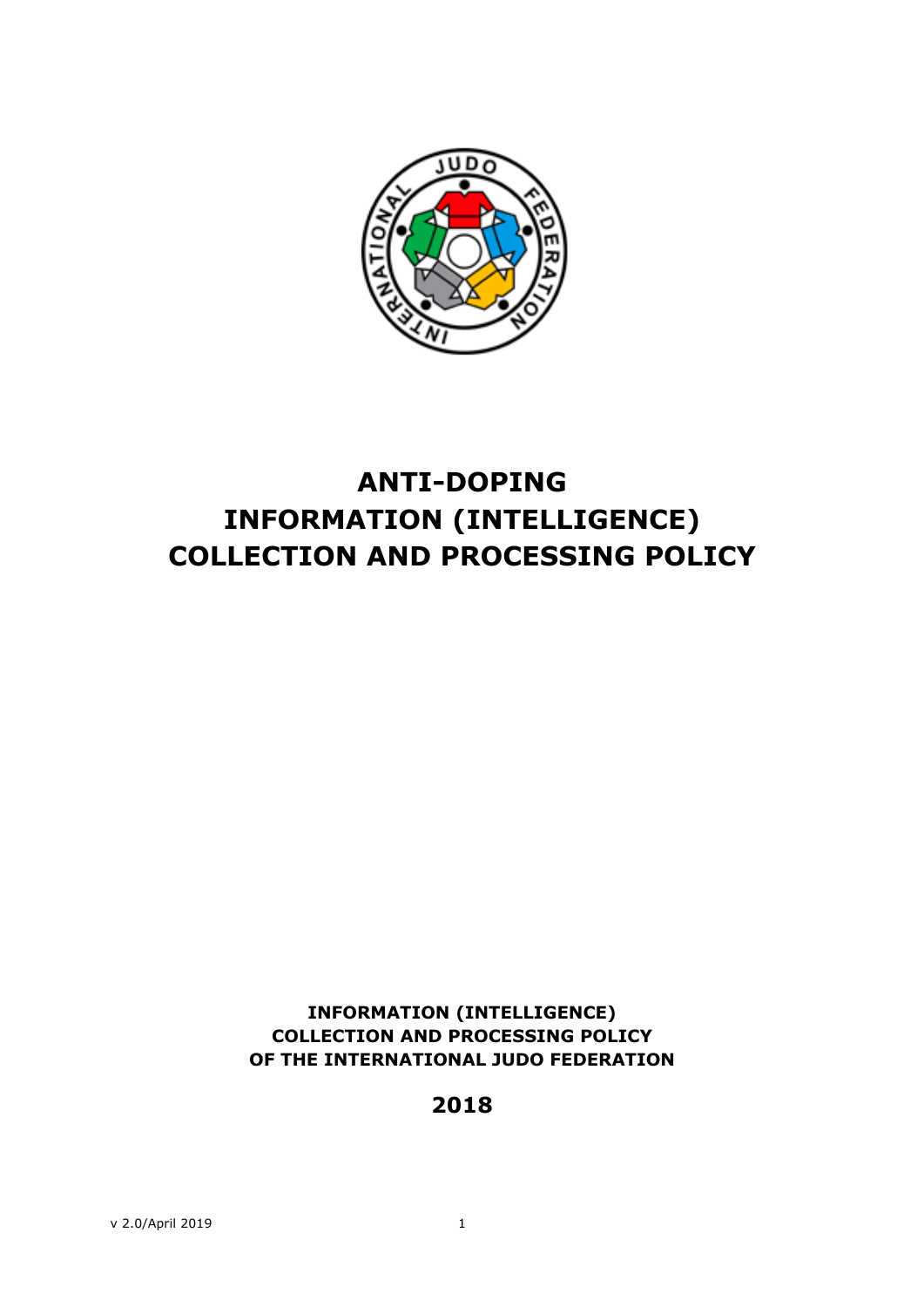# ANTI-DOPING
# INFORMATION (INTELLIGENCE)
# COLLECTION AND PROCESSING POLICY

**INFORMATION (INTELLIGENCE)**
**COLLECTION AND PROCESSING POLICY**
**OF THE INTERNATIONAL JUDO FEDERATION**

**2018**

v 2.0/April 2019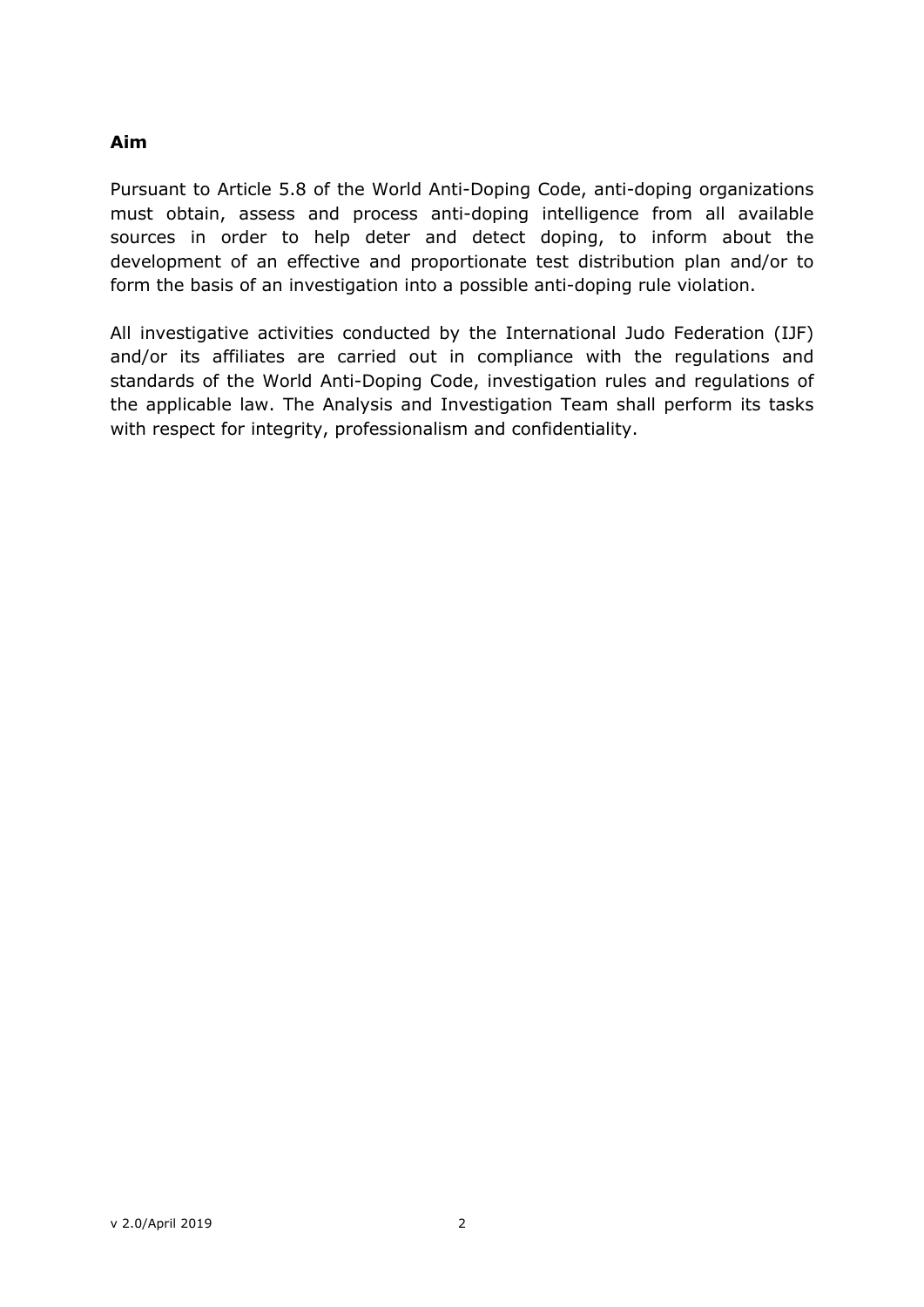## Aim

Pursuant to Article 5.8 of the World Anti-Doping Code, anti-doping organizations must obtain, assess and process anti-doping intelligence from all available sources in order to help deter and detect doping, to inform about the development of an effective and proportionate test distribution plan and/or to form the basis of an investigation into a possible anti-doping rule violation.

All investigative activities conducted by the International Judo Federation (IJF) and/or its affiliates are carried out in compliance with the regulations and standards of the World Anti-Doping Code, investigation rules and regulations of the applicable law. The Analysis and Investigation Team shall perform its tasks with respect for integrity, professionalism and confidentiality.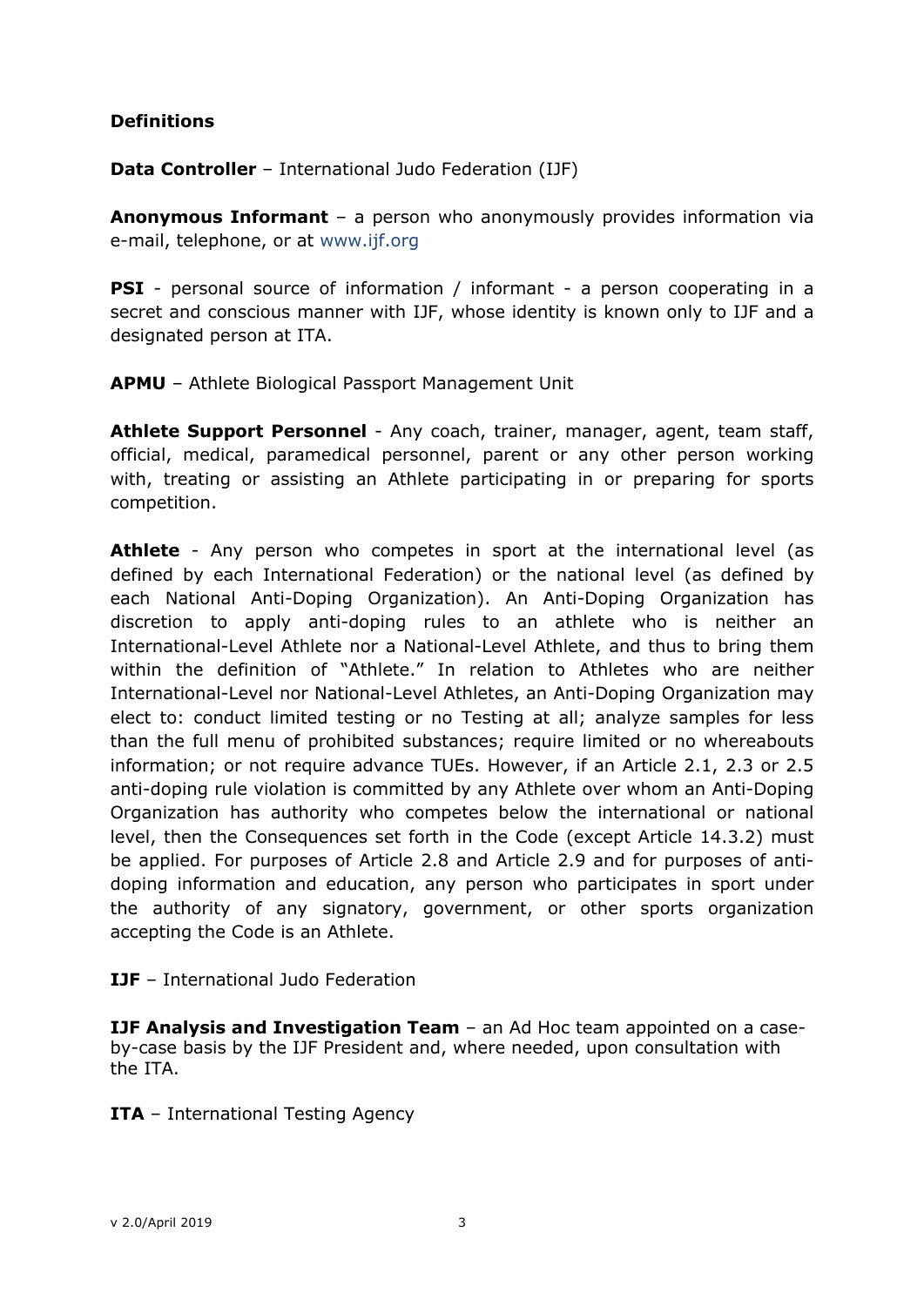**Definitions**

**Data Controller** – International Judo Federation (IJF)

**Anonymous Informant** – a person who anonymously provides information via e-mail, telephone, or at www.ijf.org

**PSI** - personal source of information / informant - a person cooperating in a secret and conscious manner with IJF, whose identity is known only to IJF and a designated person at ITA.

**APMU** – Athlete Biological Passport Management Unit

**Athlete Support Personnel** - Any coach, trainer, manager, agent, team staff, official, medical, paramedical personnel, parent or any other person working with, treating or assisting an Athlete participating in or preparing for sports competition.

**Athlete** - Any person who competes in sport at the international level (as defined by each International Federation) or the national level (as defined by each National Anti-Doping Organization). An Anti-Doping Organization has discretion to apply anti-doping rules to an athlete who is neither an International-Level Athlete nor a National-Level Athlete, and thus to bring them within the definition of "Athlete." In relation to Athletes who are neither International-Level nor National-Level Athletes, an Anti-Doping Organization may elect to: conduct limited testing or no Testing at all; analyze samples for less than the full menu of prohibited substances; require limited or no whereabouts information; or not require advance TUEs. However, if an Article 2.1, 2.3 or 2.5 anti-doping rule violation is committed by any Athlete over whom an Anti-Doping Organization has authority who competes below the international or national level, then the Consequences set forth in the Code (except Article 14.3.2) must be applied. For purposes of Article 2.8 and Article 2.9 and for purposes of anti-doping information and education, any person who participates in sport under the authority of any signatory, government, or other sports organization accepting the Code is an Athlete.

**IJF** – International Judo Federation

**IJF Analysis and Investigation Team** – an Ad Hoc team appointed on a case-by-case basis by the IJF President and, where needed, upon consultation with the ITA.

**ITA** – International Testing Agency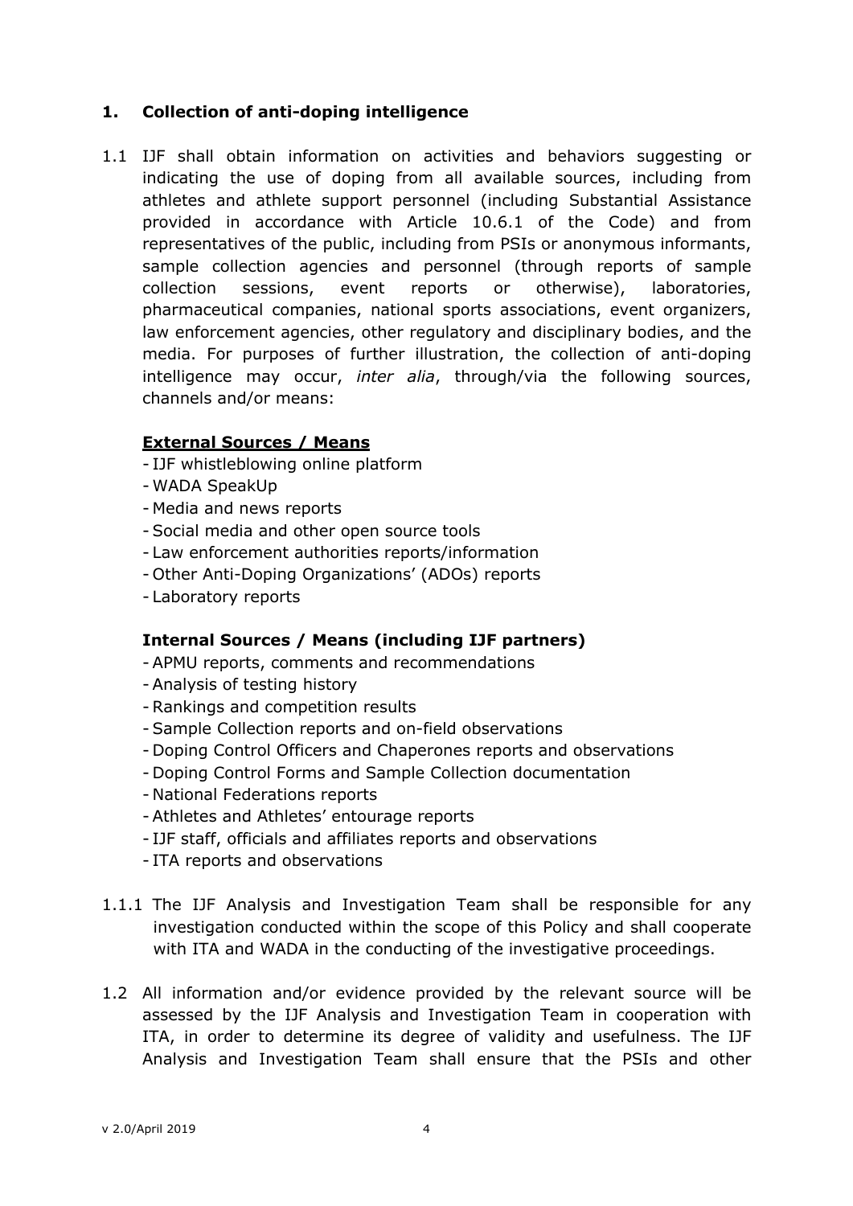## 1. Collection of anti-doping intelligence

1.1 IJF shall obtain information on activities and behaviors suggesting or indicating the use of doping from all available sources, including from athletes and athlete support personnel (including Substantial Assistance provided in accordance with Article 10.6.1 of the Code) and from representatives of the public, including from PSIs or anonymous informants, sample collection agencies and personnel (through reports of sample collection sessions, event reports or otherwise), laboratories, pharmaceutical companies, national sports associations, event organizers, law enforcement agencies, other regulatory and disciplinary bodies, and the media. For purposes of further illustration, the collection of anti-doping intelligence may occur, *inter alia*, through/via the following sources, channels and/or means:

**External Sources / Means**

- IJF whistleblowing online platform
- WADA SpeakUp
- Media and news reports
- Social media and other open source tools
- Law enforcement authorities reports/information
- Other Anti-Doping Organizations' (ADOs) reports
- Laboratory reports

**Internal Sources / Means (including IJF partners)**

- APMU reports, comments and recommendations
- Analysis of testing history
- Rankings and competition results
- Sample Collection reports and on-field observations
- Doping Control Officers and Chaperones reports and observations
- Doping Control Forms and Sample Collection documentation
- National Federations reports
- Athletes and Athletes' entourage reports
- IJF staff, officials and affiliates reports and observations
- ITA reports and observations

1.1.1 The IJF Analysis and Investigation Team shall be responsible for any investigation conducted within the scope of this Policy and shall cooperate with ITA and WADA in the conducting of the investigative proceedings.

1.2 All information and/or evidence provided by the relevant source will be assessed by the IJF Analysis and Investigation Team in cooperation with ITA, in order to determine its degree of validity and usefulness. The IJF Analysis and Investigation Team shall ensure that the PSIs and other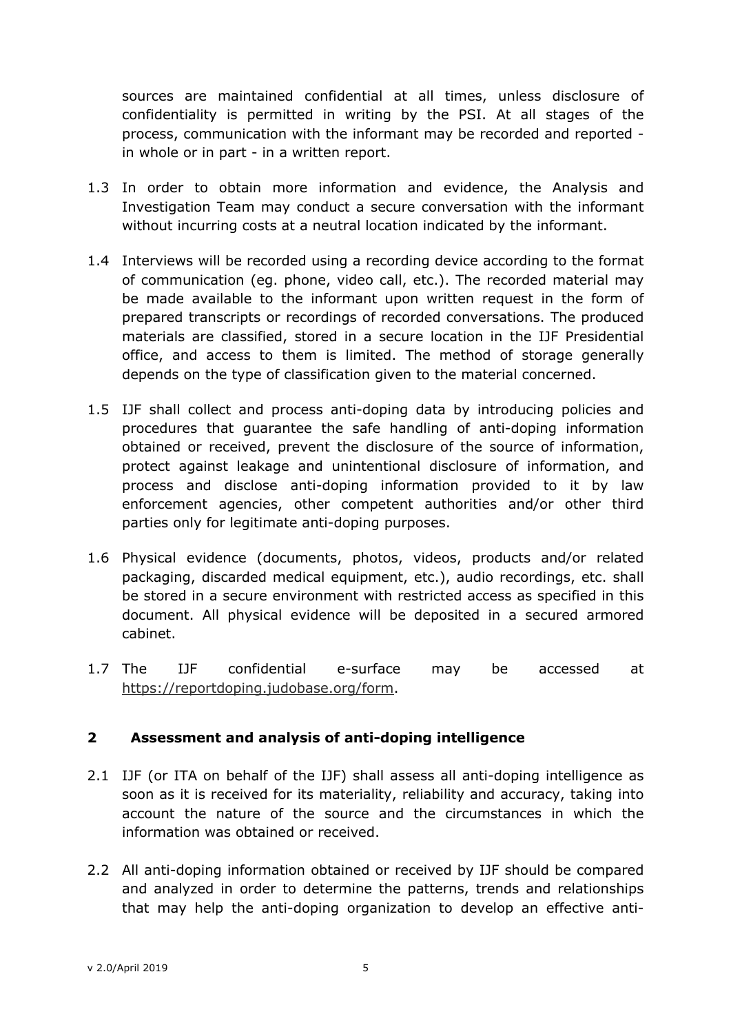sources are maintained confidential at all times, unless disclosure of confidentiality is permitted in writing by the PSI. At all stages of the process, communication with the informant may be recorded and reported - in whole or in part - in a written report.

1.3 In order to obtain more information and evidence, the Analysis and Investigation Team may conduct a secure conversation with the informant without incurring costs at a neutral location indicated by the informant.

1.4 Interviews will be recorded using a recording device according to the format of communication (eg. phone, video call, etc.). The recorded material may be made available to the informant upon written request in the form of prepared transcripts or recordings of recorded conversations. The produced materials are classified, stored in a secure location in the IJF Presidential office, and access to them is limited. The method of storage generally depends on the type of classification given to the material concerned.

1.5 IJF shall collect and process anti-doping data by introducing policies and procedures that guarantee the safe handling of anti-doping information obtained or received, prevent the disclosure of the source of information, protect against leakage and unintentional disclosure of information, and process and disclose anti-doping information provided to it by law enforcement agencies, other competent authorities and/or other third parties only for legitimate anti-doping purposes.

1.6 Physical evidence (documents, photos, videos, products and/or related packaging, discarded medical equipment, etc.), audio recordings, etc. shall be stored in a secure environment with restricted access as specified in this document. All physical evidence will be deposited in a secured armored cabinet.

1.7 The IJF confidential e-surface may be accessed at https://reportdoping.judobase.org/form.

## 2 Assessment and analysis of anti-doping intelligence

2.1 IJF (or ITA on behalf of the IJF) shall assess all anti-doping intelligence as soon as it is received for its materiality, reliability and accuracy, taking into account the nature of the source and the circumstances in which the information was obtained or received.

2.2 All anti-doping information obtained or received by IJF should be compared and analyzed in order to determine the patterns, trends and relationships that may help the anti-doping organization to develop an effective anti-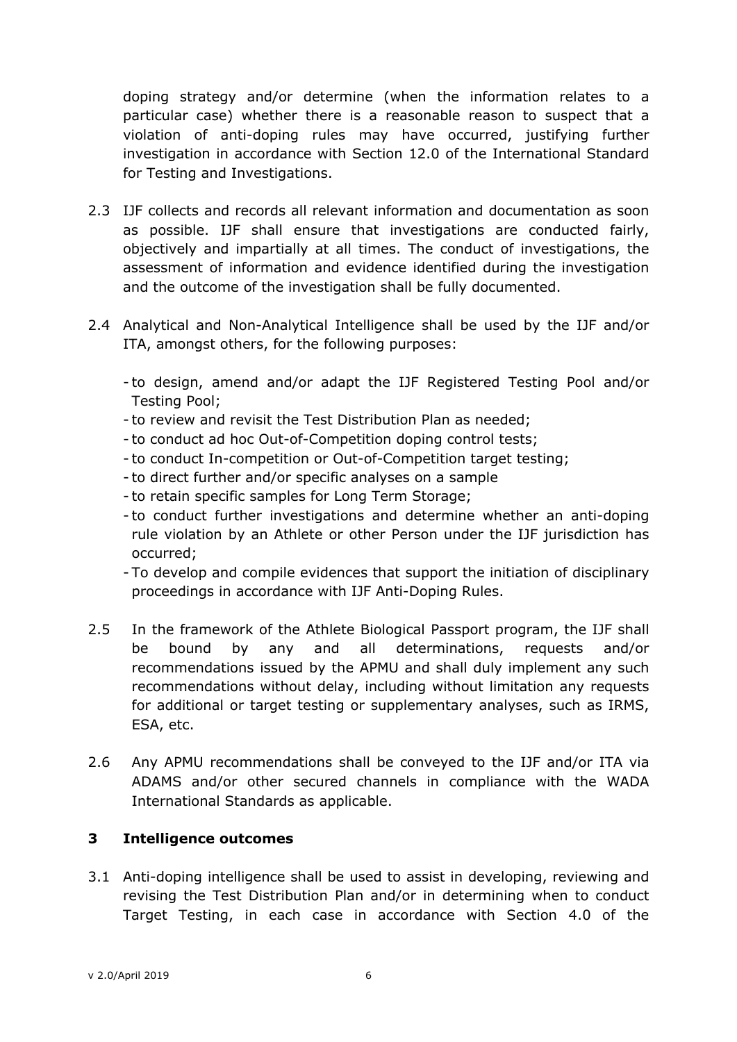doping strategy and/or determine (when the information relates to a particular case) whether there is a reasonable reason to suspect that a violation of anti-doping rules may have occurred, justifying further investigation in accordance with Section 12.0 of the International Standard for Testing and Investigations.

2.3 IJF collects and records all relevant information and documentation as soon as possible. IJF shall ensure that investigations are conducted fairly, objectively and impartially at all times. The conduct of investigations, the assessment of information and evidence identified during the investigation and the outcome of the investigation shall be fully documented.

2.4 Analytical and Non-Analytical Intelligence shall be used by the IJF and/or ITA, amongst others, for the following purposes:

- to design, amend and/or adapt the IJF Registered Testing Pool and/or Testing Pool;
- to review and revisit the Test Distribution Plan as needed;
- to conduct ad hoc Out-of-Competition doping control tests;
- to conduct In-competition or Out-of-Competition target testing;
- to direct further and/or specific analyses on a sample
- to retain specific samples for Long Term Storage;
- to conduct further investigations and determine whether an anti-doping rule violation by an Athlete or other Person under the IJF jurisdiction has occurred;
- To develop and compile evidences that support the initiation of disciplinary proceedings in accordance with IJF Anti-Doping Rules.

2.5 In the framework of the Athlete Biological Passport program, the IJF shall be bound by any and all determinations, requests and/or recommendations issued by the APMU and shall duly implement any such recommendations without delay, including without limitation any requests for additional or target testing or supplementary analyses, such as IRMS, ESA, etc.

2.6 Any APMU recommendations shall be conveyed to the IJF and/or ITA via ADAMS and/or other secured channels in compliance with the WADA International Standards as applicable.

## 3 Intelligence outcomes

3.1 Anti-doping intelligence shall be used to assist in developing, reviewing and revising the Test Distribution Plan and/or in determining when to conduct Target Testing, in each case in accordance with Section 4.0 of the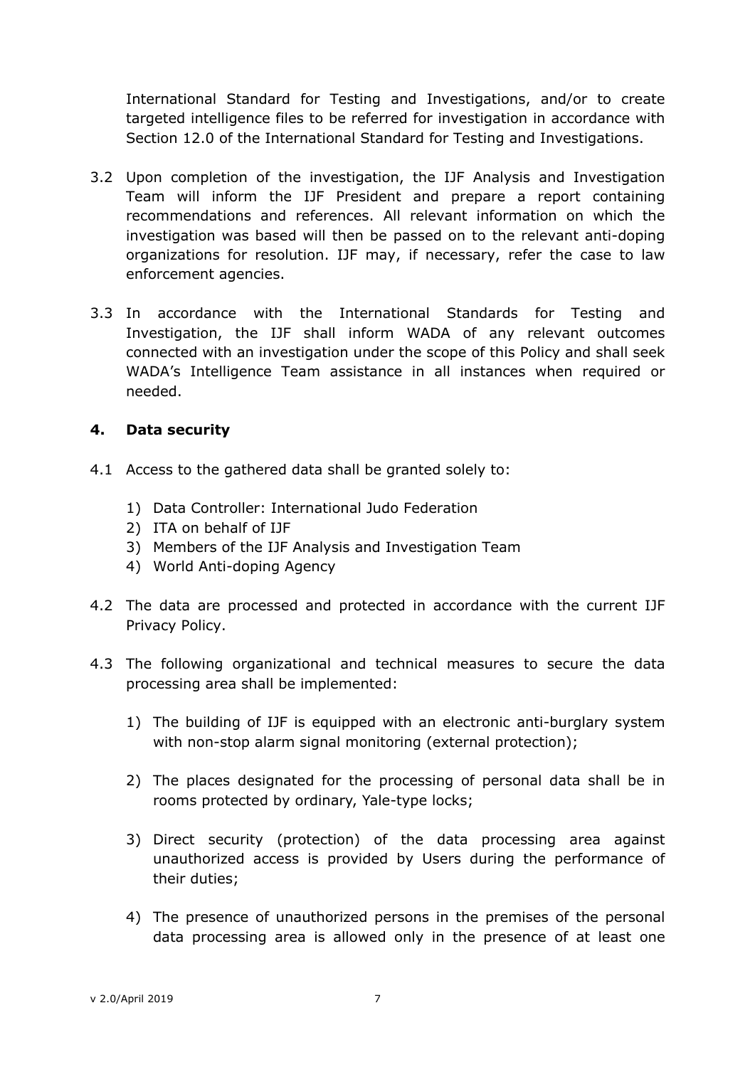International Standard for Testing and Investigations, and/or to create targeted intelligence files to be referred for investigation in accordance with Section 12.0 of the International Standard for Testing and Investigations.

3.2 Upon completion of the investigation, the IJF Analysis and Investigation Team will inform the IJF President and prepare a report containing recommendations and references. All relevant information on which the investigation was based will then be passed on to the relevant anti-doping organizations for resolution. IJF may, if necessary, refer the case to law enforcement agencies.

3.3 In accordance with the International Standards for Testing and Investigation, the IJF shall inform WADA of any relevant outcomes connected with an investigation under the scope of this Policy and shall seek WADA's Intelligence Team assistance in all instances when required or needed.

## 4. Data security

4.1 Access to the gathered data shall be granted solely to:

1) Data Controller: International Judo Federation
2) ITA on behalf of IJF
3) Members of the IJF Analysis and Investigation Team
4) World Anti-doping Agency

4.2 The data are processed and protected in accordance with the current IJF Privacy Policy.

4.3 The following organizational and technical measures to secure the data processing area shall be implemented:

1) The building of IJF is equipped with an electronic anti-burglary system with non-stop alarm signal monitoring (external protection);

2) The places designated for the processing of personal data shall be in rooms protected by ordinary, Yale-type locks;

3) Direct security (protection) of the data processing area against unauthorized access is provided by Users during the performance of their duties;

4) The presence of unauthorized persons in the premises of the personal data processing area is allowed only in the presence of at least one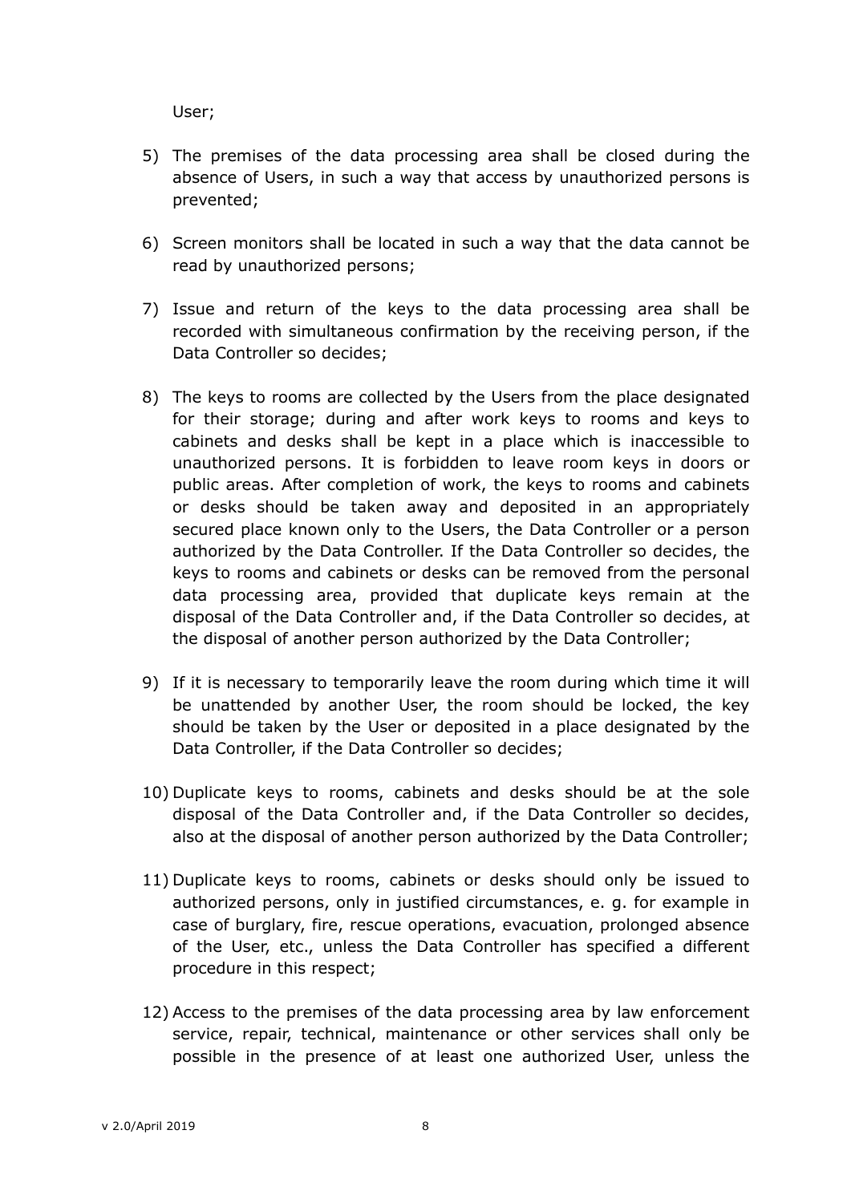User;

5) The premises of the data processing area shall be closed during the absence of Users, in such a way that access by unauthorized persons is prevented;

6) Screen monitors shall be located in such a way that the data cannot be read by unauthorized persons;

7) Issue and return of the keys to the data processing area shall be recorded with simultaneous confirmation by the receiving person, if the Data Controller so decides;

8) The keys to rooms are collected by the Users from the place designated for their storage; during and after work keys to rooms and keys to cabinets and desks shall be kept in a place which is inaccessible to unauthorized persons. It is forbidden to leave room keys in doors or public areas. After completion of work, the keys to rooms and cabinets or desks should be taken away and deposited in an appropriately secured place known only to the Users, the Data Controller or a person authorized by the Data Controller. If the Data Controller so decides, the keys to rooms and cabinets or desks can be removed from the personal data processing area, provided that duplicate keys remain at the disposal of the Data Controller and, if the Data Controller so decides, at the disposal of another person authorized by the Data Controller;

9) If it is necessary to temporarily leave the room during which time it will be unattended by another User, the room should be locked, the key should be taken by the User or deposited in a place designated by the Data Controller, if the Data Controller so decides;

10) Duplicate keys to rooms, cabinets and desks should be at the sole disposal of the Data Controller and, if the Data Controller so decides, also at the disposal of another person authorized by the Data Controller;

11) Duplicate keys to rooms, cabinets or desks should only be issued to authorized persons, only in justified circumstances, e. g. for example in case of burglary, fire, rescue operations, evacuation, prolonged absence of the User, etc., unless the Data Controller has specified a different procedure in this respect;

12) Access to the premises of the data processing area by law enforcement service, repair, technical, maintenance or other services shall only be possible in the presence of at least one authorized User, unless the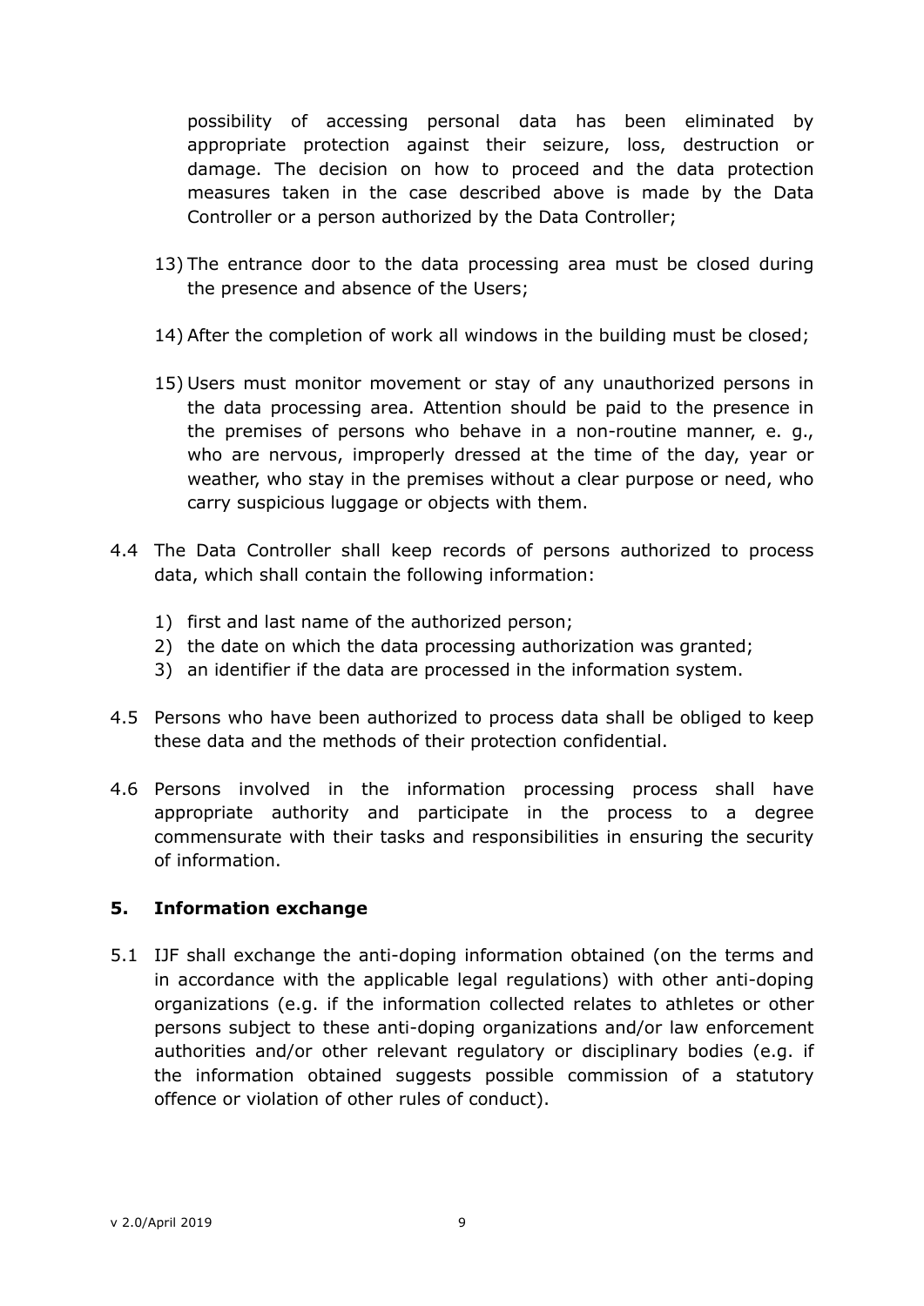possibility of accessing personal data has been eliminated by appropriate protection against their seizure, loss, destruction or damage. The decision on how to proceed and the data protection measures taken in the case described above is made by the Data Controller or a person authorized by the Data Controller;

13) The entrance door to the data processing area must be closed during the presence and absence of the Users;

14) After the completion of work all windows in the building must be closed;

15) Users must monitor movement or stay of any unauthorized persons in the data processing area. Attention should be paid to the presence in the premises of persons who behave in a non-routine manner, e. g., who are nervous, improperly dressed at the time of the day, year or weather, who stay in the premises without a clear purpose or need, who carry suspicious luggage or objects with them.

4.4 The Data Controller shall keep records of persons authorized to process data, which shall contain the following information:

1) first and last name of the authorized person;
2) the date on which the data processing authorization was granted;
3) an identifier if the data are processed in the information system.

4.5 Persons who have been authorized to process data shall be obliged to keep these data and the methods of their protection confidential.

4.6 Persons involved in the information processing process shall have appropriate authority and participate in the process to a degree commensurate with their tasks and responsibilities in ensuring the security of information.

## 5. Information exchange

5.1 IJF shall exchange the anti-doping information obtained (on the terms and in accordance with the applicable legal regulations) with other anti-doping organizations (e.g. if the information collected relates to athletes or other persons subject to these anti-doping organizations and/or law enforcement authorities and/or other relevant regulatory or disciplinary bodies (e.g. if the information obtained suggests possible commission of a statutory offence or violation of other rules of conduct).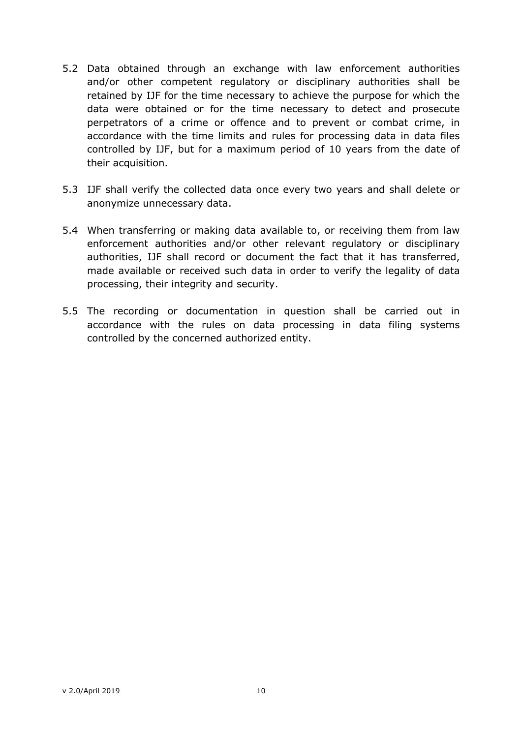5.2 Data obtained through an exchange with law enforcement authorities and/or other competent regulatory or disciplinary authorities shall be retained by IJF for the time necessary to achieve the purpose for which the data were obtained or for the time necessary to detect and prosecute perpetrators of a crime or offence and to prevent or combat crime, in accordance with the time limits and rules for processing data in data files controlled by IJF, but for a maximum period of 10 years from the date of their acquisition.

5.3 IJF shall verify the collected data once every two years and shall delete or anonymize unnecessary data.

5.4 When transferring or making data available to, or receiving them from law enforcement authorities and/or other relevant regulatory or disciplinary authorities, IJF shall record or document the fact that it has transferred, made available or received such data in order to verify the legality of data processing, their integrity and security.

5.5 The recording or documentation in question shall be carried out in accordance with the rules on data processing in data filing systems controlled by the concerned authorized entity.